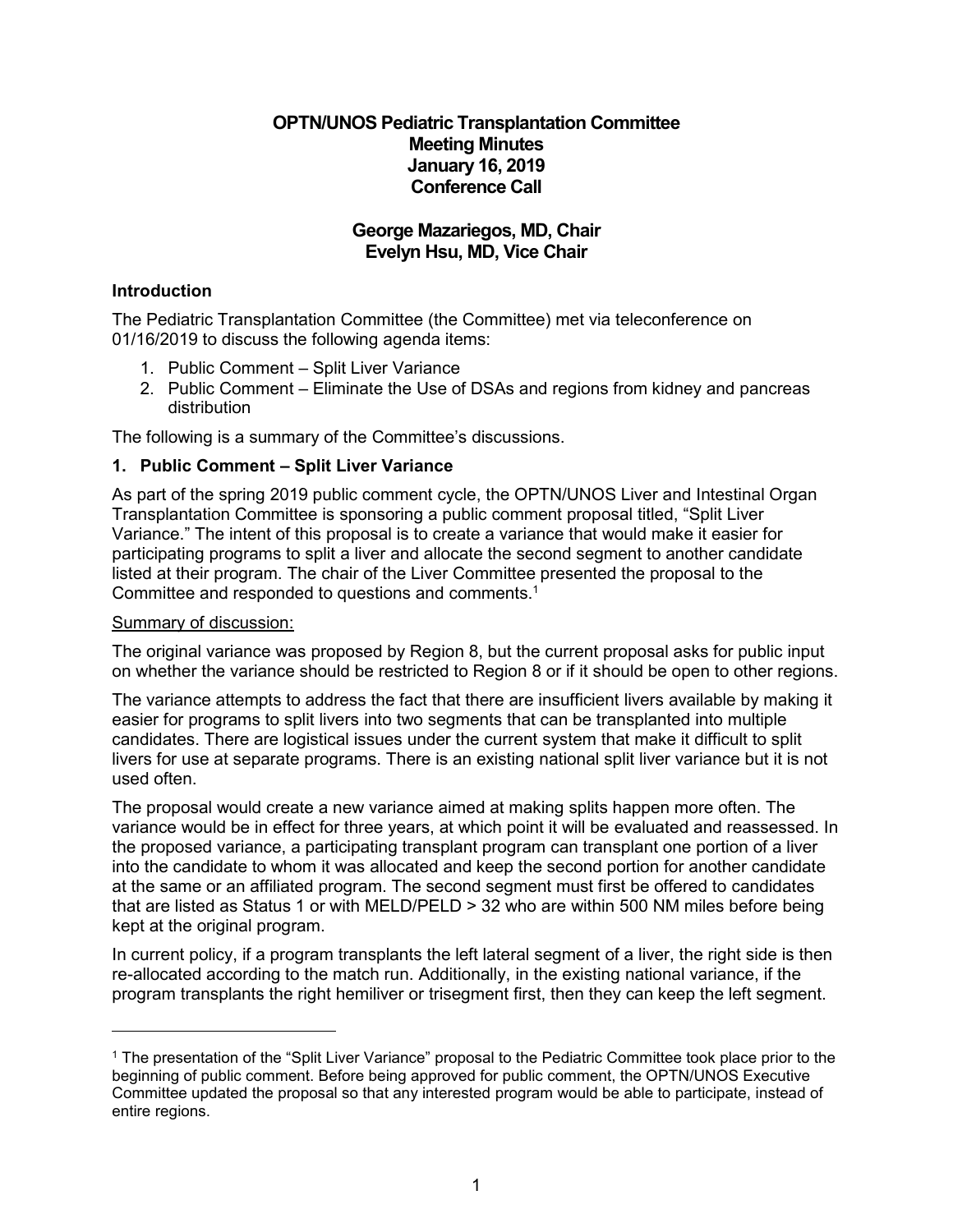# OPTN/UNOS Pediatric Transplantation Committee
# Meeting Minutes
# January 16, 2019
# Conference Call

## George Mazariegos, MD, Chair
## Evelyn Hsu, MD, Vice Chair

### Introduction

The Pediatric Transplantation Committee (the Committee) met via teleconference on 01/16/2019 to discuss the following agenda items:

1. Public Comment – Split Liver Variance
2. Public Comment – Eliminate the Use of DSAs and regions from kidney and pancreas distribution

The following is a summary of the Committee's discussions.

### 1. Public Comment – Split Liver Variance

As part of the spring 2019 public comment cycle, the OPTN/UNOS Liver and Intestinal Organ Transplantation Committee is sponsoring a public comment proposal titled, "Split Liver Variance." The intent of this proposal is to create a variance that would make it easier for participating programs to split a liver and allocate the second segment to another candidate listed at their program. The chair of the Liver Committee presented the proposal to the Committee and responded to questions and comments.[1]

Summary of discussion:

The original variance was proposed by Region 8, but the current proposal asks for public input on whether the variance should be restricted to Region 8 or if it should be open to other regions.

The variance attempts to address the fact that there are insufficient livers available by making it easier for programs to split livers into two segments that can be transplanted into multiple candidates. There are logistical issues under the current system that make it difficult to split livers for use at separate programs. There is an existing national split liver variance but it is not used often.

The proposal would create a new variance aimed at making splits happen more often. The variance would be in effect for three years, at which point it will be evaluated and reassessed. In the proposed variance, a participating transplant program can transplant one portion of a liver into the candidate to whom it was allocated and keep the second portion for another candidate at the same or an affiliated program. The second segment must first be offered to candidates that are listed as Status 1 or with MELD/PELD > 32 who are within 500 NM miles before being kept at the original program.

In current policy, if a program transplants the left lateral segment of a liver, the right side is then re-allocated according to the match run. Additionally, in the existing national variance, if the program transplants the right hemiliver or trisegment first, then they can keep the left segment.

---

[1] The presentation of the "Split Liver Variance" proposal to the Pediatric Committee took place prior to the beginning of public comment. Before being approved for public comment, the OPTN/UNOS Executive Committee updated the proposal so that any interested program would be able to participate, instead of entire regions.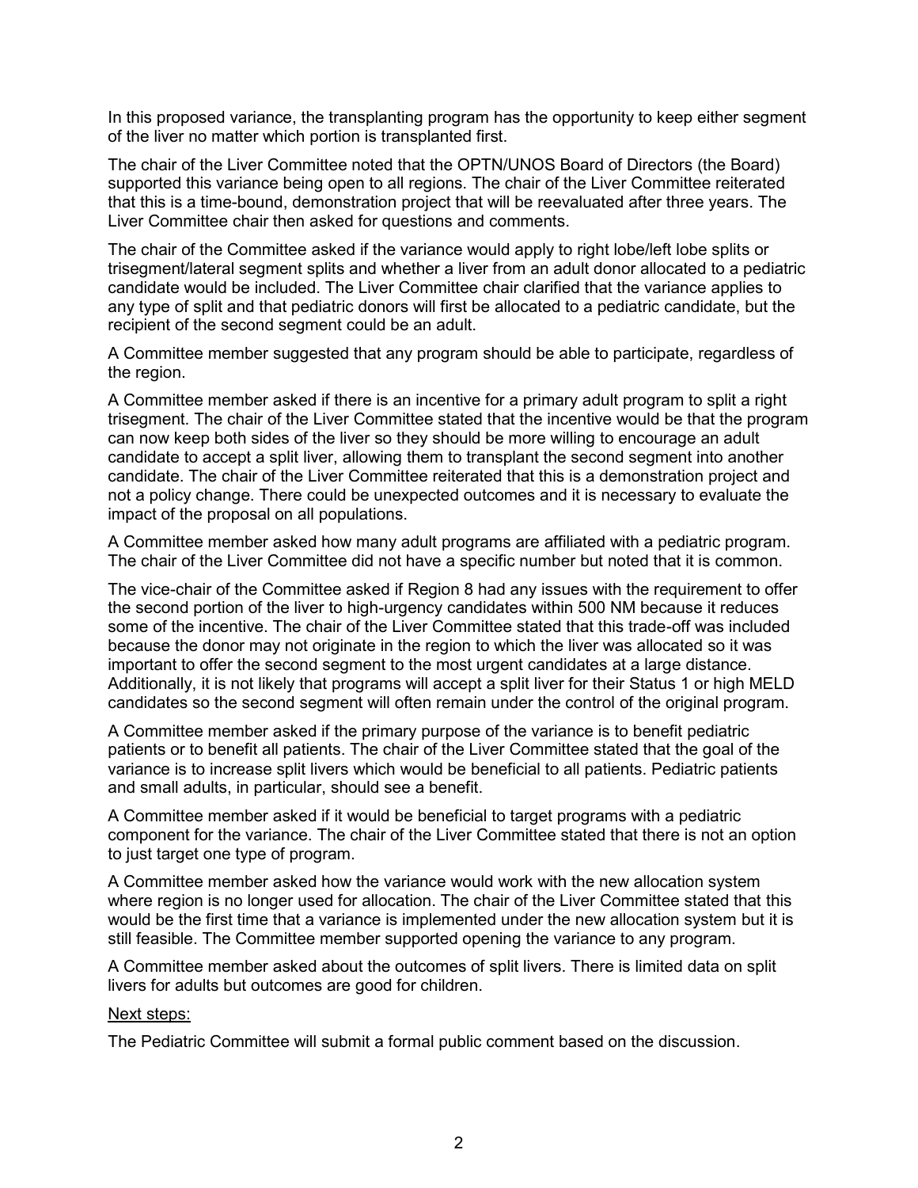In this proposed variance, the transplanting program has the opportunity to keep either segment of the liver no matter which portion is transplanted first.

The chair of the Liver Committee noted that the OPTN/UNOS Board of Directors (the Board) supported this variance being open to all regions. The chair of the Liver Committee reiterated that this is a time-bound, demonstration project that will be reevaluated after three years. The Liver Committee chair then asked for questions and comments.

The chair of the Committee asked if the variance would apply to right lobe/left lobe splits or trisegment/lateral segment splits and whether a liver from an adult donor allocated to a pediatric candidate would be included. The Liver Committee chair clarified that the variance applies to any type of split and that pediatric donors will first be allocated to a pediatric candidate, but the recipient of the second segment could be an adult.

A Committee member suggested that any program should be able to participate, regardless of the region.

A Committee member asked if there is an incentive for a primary adult program to split a right trisegment. The chair of the Liver Committee stated that the incentive would be that the program can now keep both sides of the liver so they should be more willing to encourage an adult candidate to accept a split liver, allowing them to transplant the second segment into another candidate. The chair of the Liver Committee reiterated that this is a demonstration project and not a policy change. There could be unexpected outcomes and it is necessary to evaluate the impact of the proposal on all populations.

A Committee member asked how many adult programs are affiliated with a pediatric program. The chair of the Liver Committee did not have a specific number but noted that it is common.

The vice-chair of the Committee asked if Region 8 had any issues with the requirement to offer the second portion of the liver to high-urgency candidates within 500 NM because it reduces some of the incentive. The chair of the Liver Committee stated that this trade-off was included because the donor may not originate in the region to which the liver was allocated so it was important to offer the second segment to the most urgent candidates at a large distance. Additionally, it is not likely that programs will accept a split liver for their Status 1 or high MELD candidates so the second segment will often remain under the control of the original program.

A Committee member asked if the primary purpose of the variance is to benefit pediatric patients or to benefit all patients. The chair of the Liver Committee stated that the goal of the variance is to increase split livers which would be beneficial to all patients. Pediatric patients and small adults, in particular, should see a benefit.

A Committee member asked if it would be beneficial to target programs with a pediatric component for the variance. The chair of the Liver Committee stated that there is not an option to just target one type of program.

A Committee member asked how the variance would work with the new allocation system where region is no longer used for allocation. The chair of the Liver Committee stated that this would be the first time that a variance is implemented under the new allocation system but it is still feasible. The Committee member supported opening the variance to any program.

A Committee member asked about the outcomes of split livers. There is limited data on split livers for adults but outcomes are good for children.

<u>Next steps:</u>

The Pediatric Committee will submit a formal public comment based on the discussion.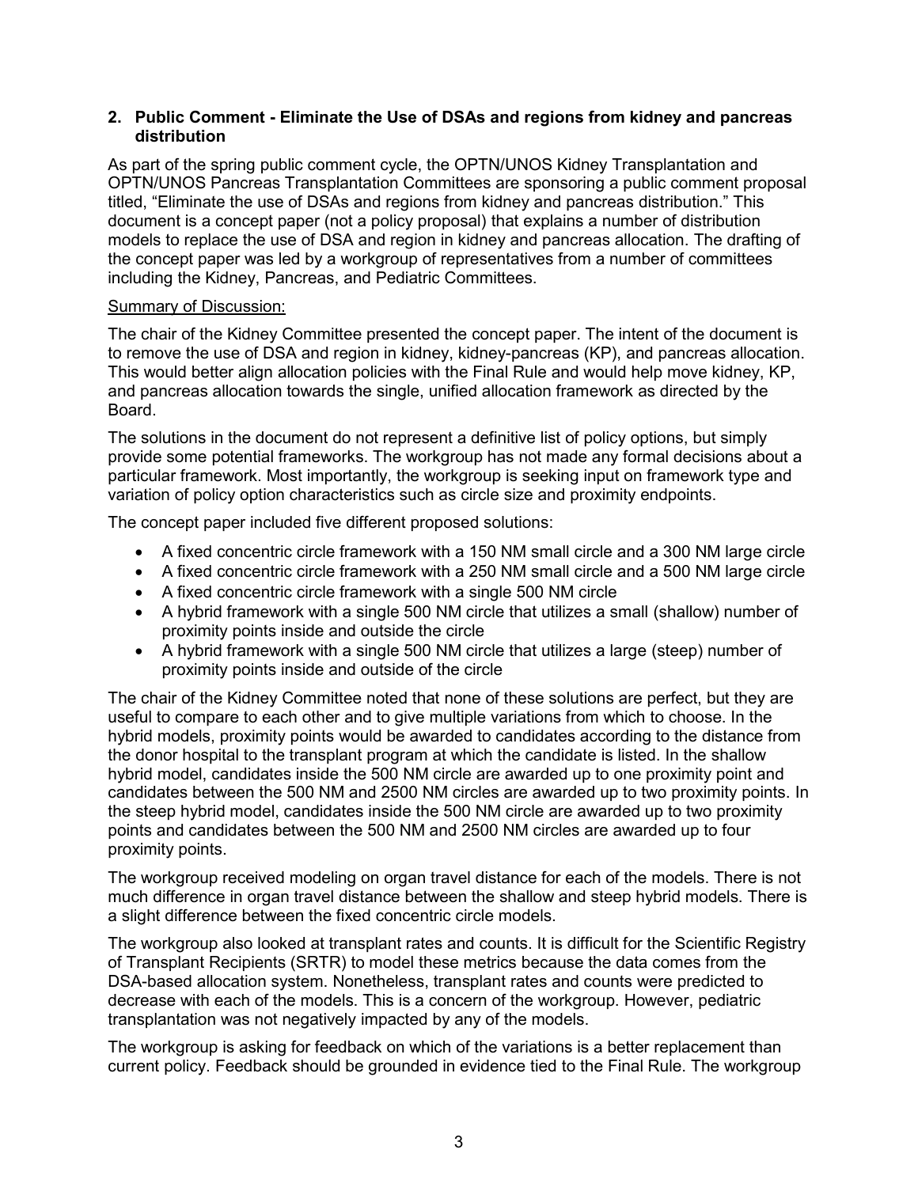## 2. Public Comment - Eliminate the Use of DSAs and regions from kidney and pancreas distribution

As part of the spring public comment cycle, the OPTN/UNOS Kidney Transplantation and OPTN/UNOS Pancreas Transplantation Committees are sponsoring a public comment proposal titled, "Eliminate the use of DSAs and regions from kidney and pancreas distribution." This document is a concept paper (not a policy proposal) that explains a number of distribution models to replace the use of DSA and region in kidney and pancreas allocation. The drafting of the concept paper was led by a workgroup of representatives from a number of committees including the Kidney, Pancreas, and Pediatric Committees.

Summary of Discussion:

The chair of the Kidney Committee presented the concept paper. The intent of the document is to remove the use of DSA and region in kidney, kidney-pancreas (KP), and pancreas allocation. This would better align allocation policies with the Final Rule and would help move kidney, KP, and pancreas allocation towards the single, unified allocation framework as directed by the Board.

The solutions in the document do not represent a definitive list of policy options, but simply provide some potential frameworks. The workgroup has not made any formal decisions about a particular framework. Most importantly, the workgroup is seeking input on framework type and variation of policy option characteristics such as circle size and proximity endpoints.

The concept paper included five different proposed solutions:

- A fixed concentric circle framework with a 150 NM small circle and a 300 NM large circle
- A fixed concentric circle framework with a 250 NM small circle and a 500 NM large circle
- A fixed concentric circle framework with a single 500 NM circle
- A hybrid framework with a single 500 NM circle that utilizes a small (shallow) number of proximity points inside and outside the circle
- A hybrid framework with a single 500 NM circle that utilizes a large (steep) number of proximity points inside and outside of the circle

The chair of the Kidney Committee noted that none of these solutions are perfect, but they are useful to compare to each other and to give multiple variations from which to choose. In the hybrid models, proximity points would be awarded to candidates according to the distance from the donor hospital to the transplant program at which the candidate is listed. In the shallow hybrid model, candidates inside the 500 NM circle are awarded up to one proximity point and candidates between the 500 NM and 2500 NM circles are awarded up to two proximity points. In the steep hybrid model, candidates inside the 500 NM circle are awarded up to two proximity points and candidates between the 500 NM and 2500 NM circles are awarded up to four proximity points.

The workgroup received modeling on organ travel distance for each of the models. There is not much difference in organ travel distance between the shallow and steep hybrid models. There is a slight difference between the fixed concentric circle models.

The workgroup also looked at transplant rates and counts. It is difficult for the Scientific Registry of Transplant Recipients (SRTR) to model these metrics because the data comes from the DSA-based allocation system. Nonetheless, transplant rates and counts were predicted to decrease with each of the models. This is a concern of the workgroup. However, pediatric transplantation was not negatively impacted by any of the models.

The workgroup is asking for feedback on which of the variations is a better replacement than current policy. Feedback should be grounded in evidence tied to the Final Rule. The workgroup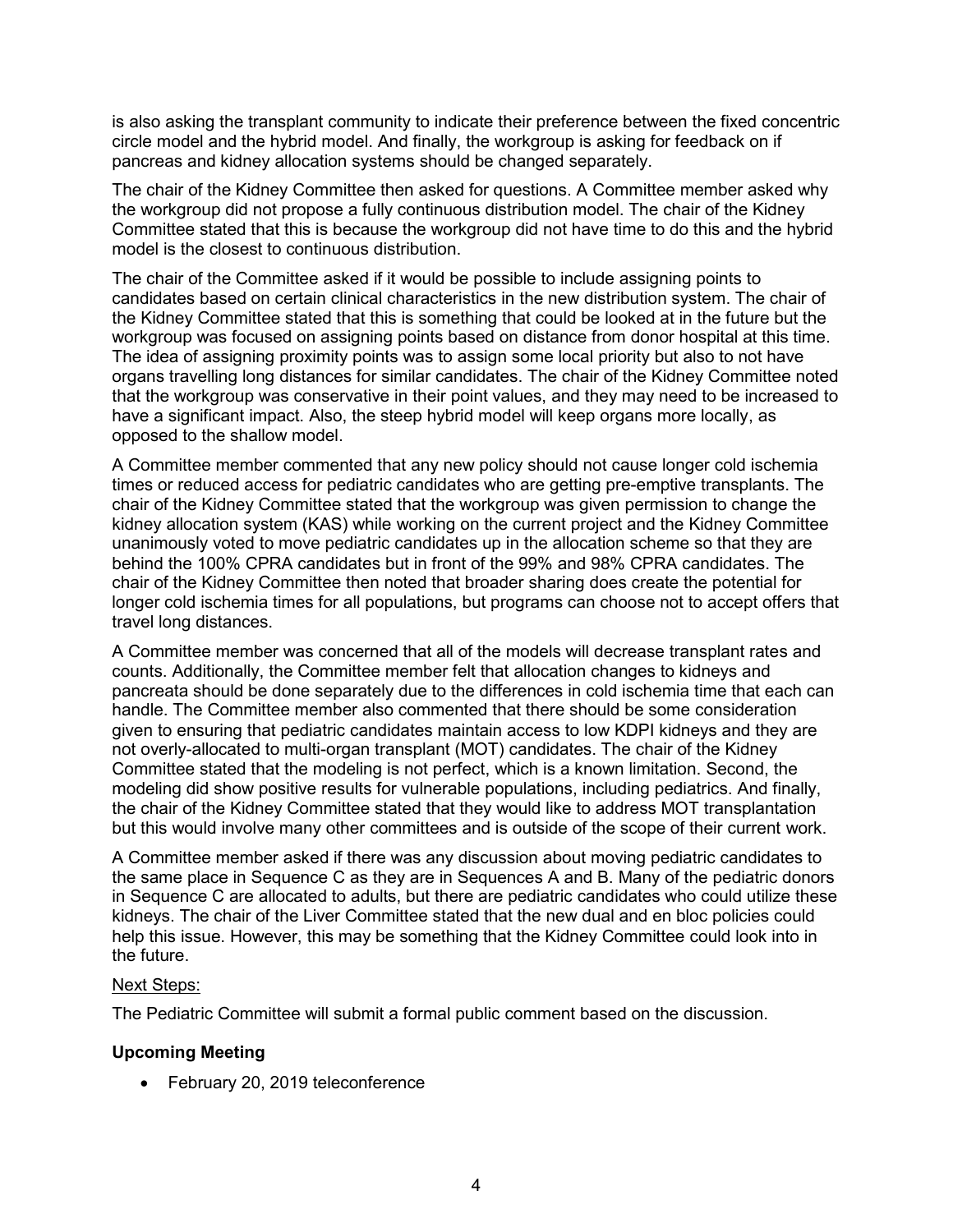is also asking the transplant community to indicate their preference between the fixed concentric circle model and the hybrid model. And finally, the workgroup is asking for feedback on if pancreas and kidney allocation systems should be changed separately.

The chair of the Kidney Committee then asked for questions. A Committee member asked why the workgroup did not propose a fully continuous distribution model. The chair of the Kidney Committee stated that this is because the workgroup did not have time to do this and the hybrid model is the closest to continuous distribution.

The chair of the Committee asked if it would be possible to include assigning points to candidates based on certain clinical characteristics in the new distribution system. The chair of the Kidney Committee stated that this is something that could be looked at in the future but the workgroup was focused on assigning points based on distance from donor hospital at this time. The idea of assigning proximity points was to assign some local priority but also to not have organs travelling long distances for similar candidates. The chair of the Kidney Committee noted that the workgroup was conservative in their point values, and they may need to be increased to have a significant impact. Also, the steep hybrid model will keep organs more locally, as opposed to the shallow model.

A Committee member commented that any new policy should not cause longer cold ischemia times or reduced access for pediatric candidates who are getting pre-emptive transplants. The chair of the Kidney Committee stated that the workgroup was given permission to change the kidney allocation system (KAS) while working on the current project and the Kidney Committee unanimously voted to move pediatric candidates up in the allocation scheme so that they are behind the 100% CPRA candidates but in front of the 99% and 98% CPRA candidates. The chair of the Kidney Committee then noted that broader sharing does create the potential for longer cold ischemia times for all populations, but programs can choose not to accept offers that travel long distances.

A Committee member was concerned that all of the models will decrease transplant rates and counts. Additionally, the Committee member felt that allocation changes to kidneys and pancreata should be done separately due to the differences in cold ischemia time that each can handle. The Committee member also commented that there should be some consideration given to ensuring that pediatric candidates maintain access to low KDPI kidneys and they are not overly-allocated to multi-organ transplant (MOT) candidates. The chair of the Kidney Committee stated that the modeling is not perfect, which is a known limitation. Second, the modeling did show positive results for vulnerable populations, including pediatrics. And finally, the chair of the Kidney Committee stated that they would like to address MOT transplantation but this would involve many other committees and is outside of the scope of their current work.

A Committee member asked if there was any discussion about moving pediatric candidates to the same place in Sequence C as they are in Sequences A and B. Many of the pediatric donors in Sequence C are allocated to adults, but there are pediatric candidates who could utilize these kidneys. The chair of the Liver Committee stated that the new dual and en bloc policies could help this issue. However, this may be something that the Kidney Committee could look into in the future.

Next Steps:

The Pediatric Committee will submit a formal public comment based on the discussion.

### Upcoming Meeting

- February 20, 2019 teleconference